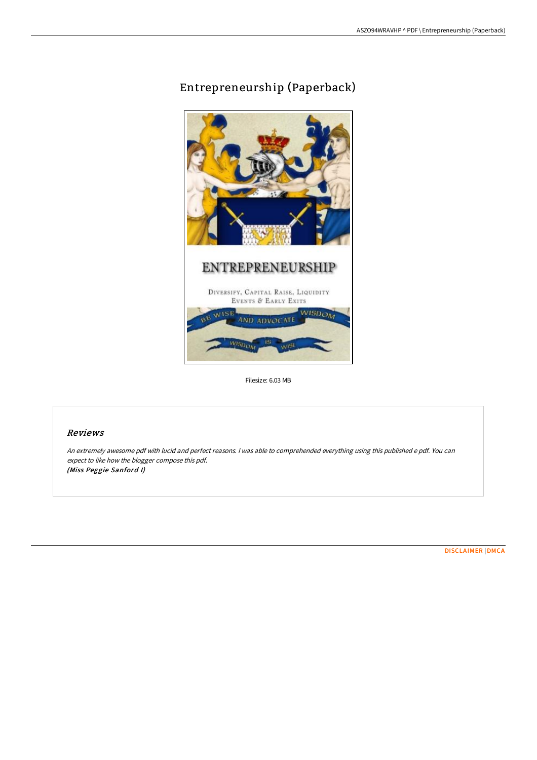# Entrepreneurship (Paperback)

Filesize: 6.03 MB

## *Reviews*

*An extremely awesome pdf with lucid and perfect reasons. I was able to comprehend everything using this published e pdf. You can expect to like how the blogger compose this pdf.*
***(Miss Peggie Sanford I)***

DISCLAIMER | DMCA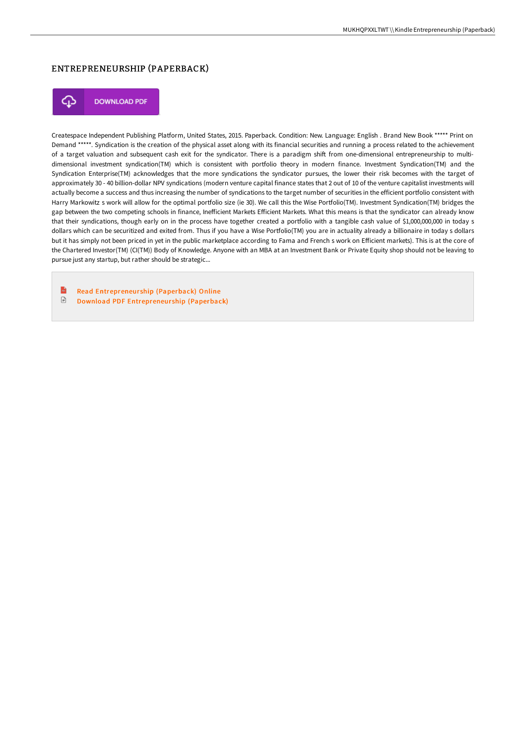# ENTREPRENEURSHIP (PAPERBACK)

DOWNLOAD PDF

Createspace Independent Publishing Platform, United States, 2015. Paperback. Condition: New. Language: English . Brand New Book ***** Print on Demand *****. Syndication is the creation of the physical asset along with its financial securities and running a process related to the achievement of a target valuation and subsequent cash exit for the syndicator. There is a paradigm shift from one-dimensional entrepreneurship to multi-dimensional investment syndication(TM) which is consistent with portfolio theory in modern finance. Investment Syndication(TM) and the Syndication Enterprise(TM) acknowledges that the more syndications the syndicator pursues, the lower their risk becomes with the target of approximately 30 - 40 billion-dollar NPV syndications (modern venture capital finance states that 2 out of 10 of the venture capitalist investments will actually become a success and thus increasing the number of syndications to the target number of securities in the efficient portfolio consistent with Harry Markowitz s work will allow for the optimal portfolio size (ie 30). We call this the Wise Portfolio(TM). Investment Syndication(TM) bridges the gap between the two competing schools in finance, Inefficient Markets Efficient Markets. What this means is that the syndicator can already know that their syndications, though early on in the process have together created a portfolio with a tangible cash value of $1,000,000,000 in today s dollars which can be securitized and exited from. Thus if you have a Wise Portfolio(TM) you are in actuality already a billionaire in today s dollars but it has simply not been priced in yet in the public marketplace according to Fama and French s work on Efficient markets). This is at the core of the Chartered Investor(TM) (CI(TM)) Body of Knowledge. Anyone with an MBA at an Investment Bank or Private Equity shop should not be leaving to pursue just any startup, but rather should be strategic...

- Read Entrepreneurship (Paperback) Online
- Download PDF Entrepreneurship (Paperback)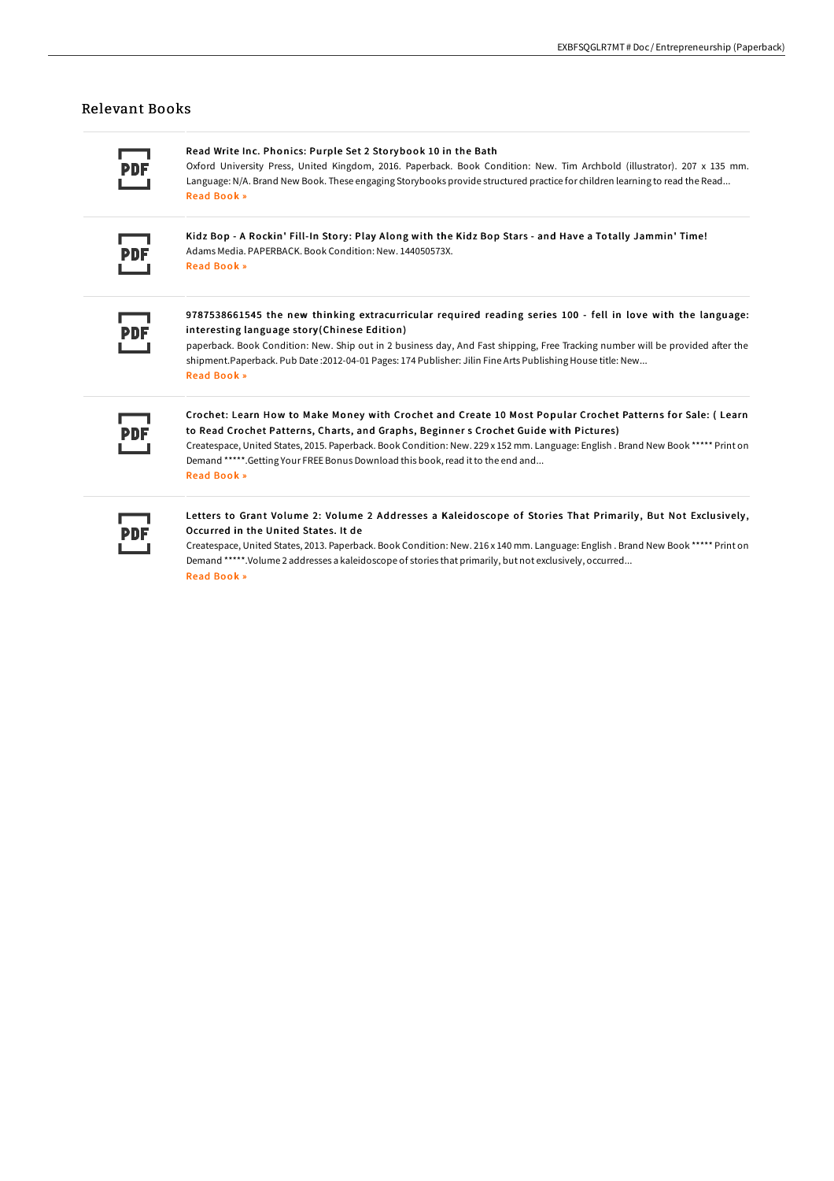## Relevant Books

**Read Write Inc. Phonics: Purple Set 2 Storybook 10 in the Bath**

Oxford University Press, United Kingdom, 2016. Paperback. Book Condition: New. Tim Archbold (illustrator). 207 x 135 mm. Language: N/A. Brand New Book. These engaging Storybooks provide structured practice for children learning to read the Read...

Read Book »

**Kidz Bop - A Rockin' Fill-In Story: Play Along with the Kidz Bop Stars - and Have a Totally Jammin' Time!**

Adams Media. PAPERBACK. Book Condition: New. 144050573X.

Read Book »

**9787538661545 the new thinking extracurricular required reading series 100 - fell in love with the language: interesting language story(Chinese Edition)**

paperback. Book Condition: New. Ship out in 2 business day, And Fast shipping, Free Tracking number will be provided after the shipment.Paperback. Pub Date :2012-04-01 Pages: 174 Publisher: Jilin Fine Arts Publishing House title: New...

Read Book »

**Crochet: Learn How to Make Money with Crochet and Create 10 Most Popular Crochet Patterns for Sale: ( Learn to Read Crochet Patterns, Charts, and Graphs, Beginner s Crochet Guide with Pictures)**

Createspace, United States, 2015. Paperback. Book Condition: New. 229 x 152 mm. Language: English . Brand New Book ***** Print on Demand *****.Getting Your FREE Bonus Download this book, read it to the end and...

Read Book »

**Letters to Grant Volume 2: Volume 2 Addresses a Kaleidoscope of Stories That Primarily, But Not Exclusively, Occurred in the United States. It de**

Createspace, United States, 2013. Paperback. Book Condition: New. 216 x 140 mm. Language: English . Brand New Book ***** Print on Demand *****.Volume 2 addresses a kaleidoscope of stories that primarily, but not exclusively, occurred...

Read Book »